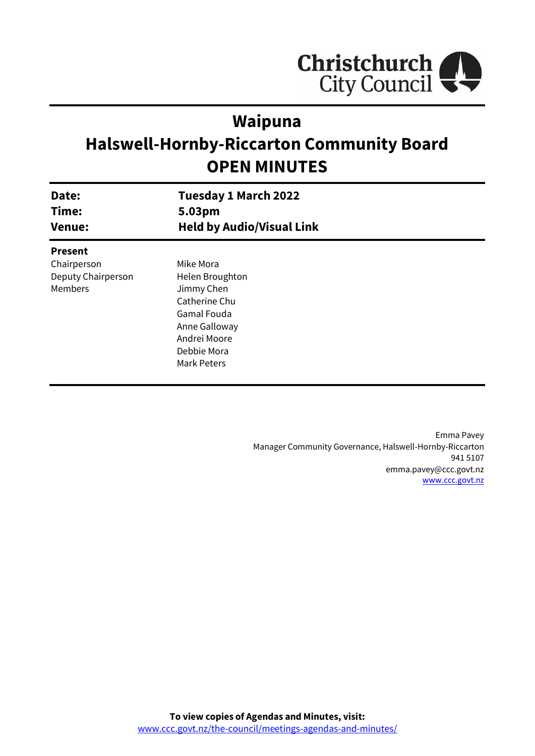Christchurch City Council

# Waipuna
# Halswell-Hornby-Riccarton Community Board
# OPEN MINUTES

| | |
|---|---|
| **Date:** | **Tuesday 1 March 2022** |
| **Time:** | **5.03pm** |
| **Venue:** | **Held by Audio/Visual Link** |

**Present**

| | |
|---|---|
| Chairperson | Mike Mora |
| Deputy Chairperson | Helen Broughton |
| Members | Jimmy Chen |
| | Catherine Chu |
| | Gamal Fouda |
| | Anne Galloway |
| | Andrei Moore |
| | Debbie Mora |
| | Mark Peters |

Emma Pavey
Manager Community Governance, Halswell-Hornby-Riccarton
941 5107
emma.pavey@ccc.govt.nz
[www.ccc.govt.nz](www.ccc.govt.nz)

**To view copies of Agendas and Minutes, visit:**
[www.ccc.govt.nz/the-council/meetings-agendas-and-minutes/](www.ccc.govt.nz/the-council/meetings-agendas-and-minutes/)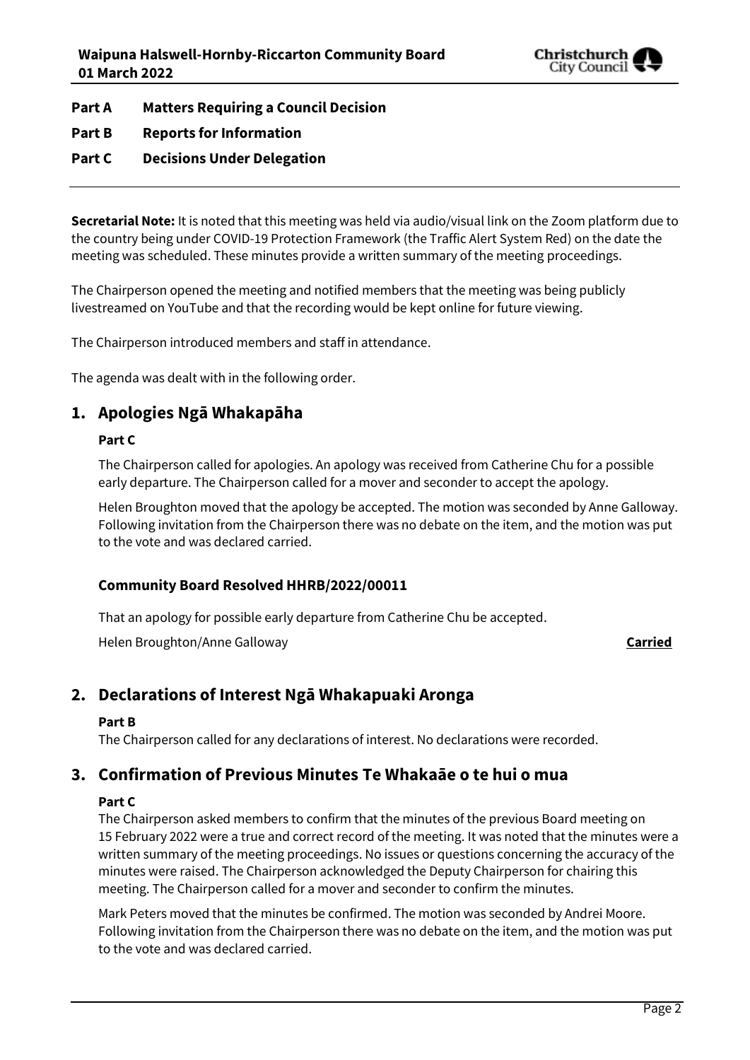**Part A Matters Requiring a Council Decision**

**Part B Reports for Information**

**Part C Decisions Under Delegation**

---

**Secretarial Note:** It is noted that this meeting was held via audio/visual link on the Zoom platform due to the country being under COVID-19 Protection Framework (the Traffic Alert System Red) on the date the meeting was scheduled. These minutes provide a written summary of the meeting proceedings.

The Chairperson opened the meeting and notified members that the meeting was being publicly livestreamed on YouTube and that the recording would be kept online for future viewing.

The Chairperson introduced members and staff in attendance.

The agenda was dealt with in the following order.

## 1. Apologies Ngā Whakapāha

**Part C**

The Chairperson called for apologies. An apology was received from Catherine Chu for a possible early departure. The Chairperson called for a mover and seconder to accept the apology.

Helen Broughton moved that the apology be accepted. The motion was seconded by Anne Galloway. Following invitation from the Chairperson there was no debate on the item, and the motion was put to the vote and was declared carried.

### Community Board Resolved HHRB/2022/00011

That an apology for possible early departure from Catherine Chu be accepted.

Helen Broughton/Anne Galloway **Carried**

## 2. Declarations of Interest Ngā Whakapuaki Aronga

**Part B**

The Chairperson called for any declarations of interest. No declarations were recorded.

## 3. Confirmation of Previous Minutes Te Whakaāe o te hui o mua

**Part C**

The Chairperson asked members to confirm that the minutes of the previous Board meeting on 15 February 2022 were a true and correct record of the meeting. It was noted that the minutes were a written summary of the meeting proceedings. No issues or questions concerning the accuracy of the minutes were raised. The Chairperson acknowledged the Deputy Chairperson for chairing this meeting. The Chairperson called for a mover and seconder to confirm the minutes.

Mark Peters moved that the minutes be confirmed. The motion was seconded by Andrei Moore. Following invitation from the Chairperson there was no debate on the item, and the motion was put to the vote and was declared carried.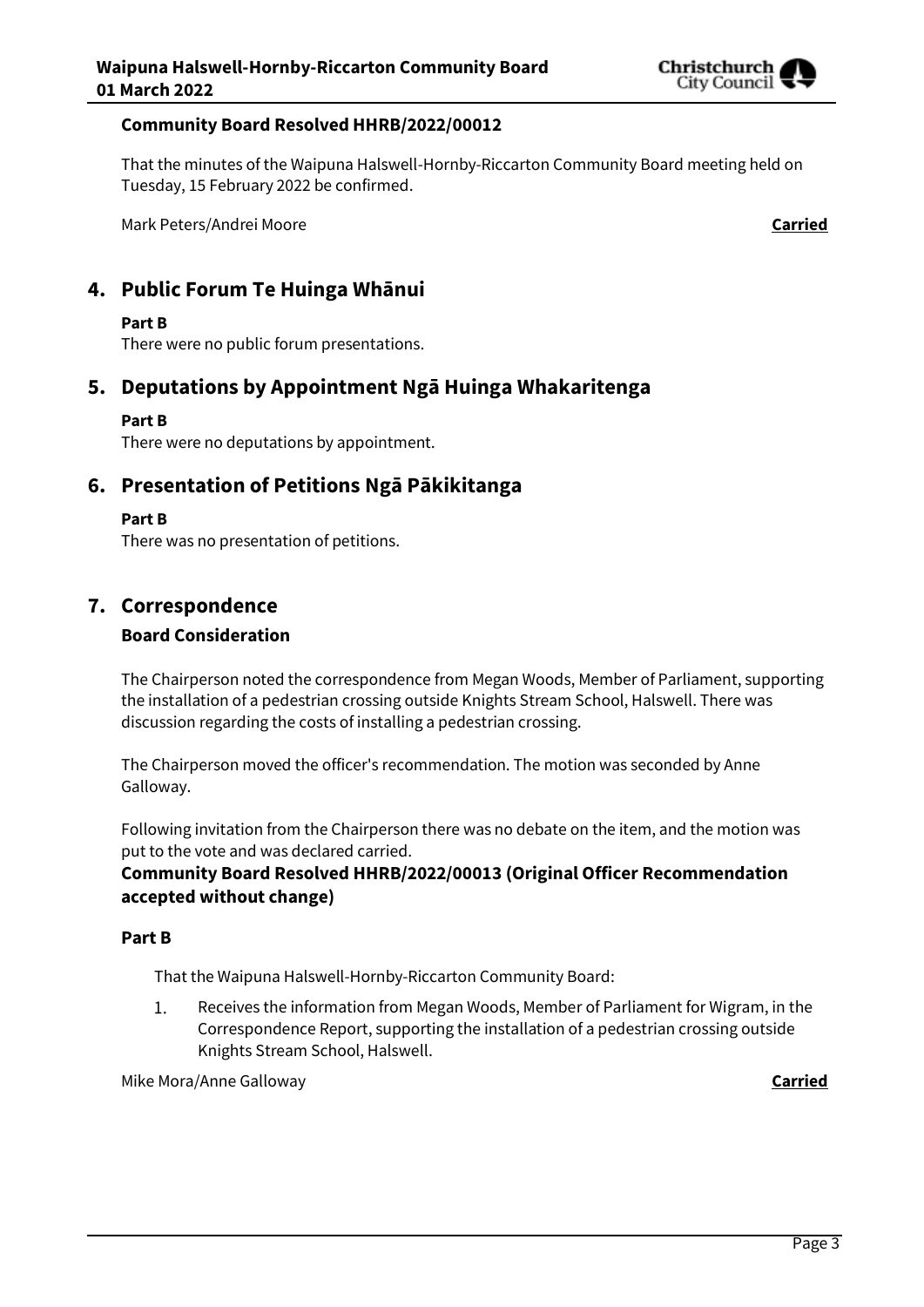**Community Board Resolved HHRB/2022/00012**

That the minutes of the Waipuna Halswell-Hornby-Riccarton Community Board meeting held on Tuesday, 15 February 2022 be confirmed.

Mark Peters/Andrei Moore **Carried**

## 4. Public Forum Te Huinga Whānui

**Part B**

There were no public forum presentations.

## 5. Deputations by Appointment Ngā Huinga Whakaritenga

**Part B**

There were no deputations by appointment.

## 6. Presentation of Petitions Ngā Pākikitanga

**Part B**

There was no presentation of petitions.

## 7. Correspondence

### Board Consideration

The Chairperson noted the correspondence from Megan Woods, Member of Parliament, supporting the installation of a pedestrian crossing outside Knights Stream School, Halswell. There was discussion regarding the costs of installing a pedestrian crossing.

The Chairperson moved the officer's recommendation. The motion was seconded by Anne Galloway.

Following invitation from the Chairperson there was no debate on the item, and the motion was put to the vote and was declared carried.

**Community Board Resolved HHRB/2022/00013 (Original Officer Recommendation accepted without change)**

**Part B**

That the Waipuna Halswell-Hornby-Riccarton Community Board:

1. Receives the information from Megan Woods, Member of Parliament for Wigram, in the Correspondence Report, supporting the installation of a pedestrian crossing outside Knights Stream School, Halswell.

Mike Mora/Anne Galloway **Carried**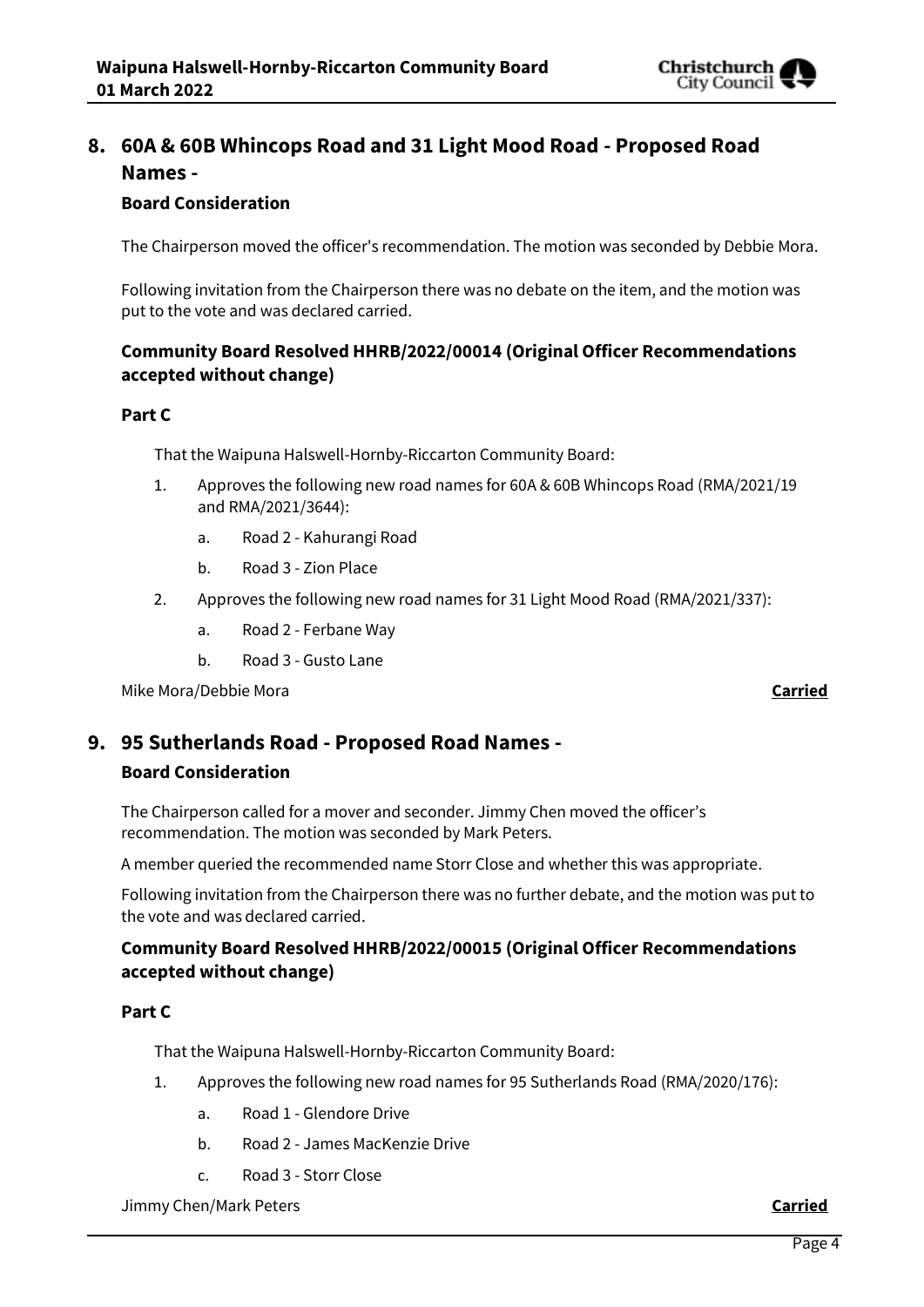## 8. 60A & 60B Whincops Road and 31 Light Mood Road - Proposed Road Names -

### Board Consideration

The Chairperson moved the officer's recommendation. The motion was seconded by Debbie Mora.

Following invitation from the Chairperson there was no debate on the item, and the motion was put to the vote and was declared carried.

### Community Board Resolved HHRB/2022/00014 (Original Officer Recommendations accepted without change)

**Part C**

That the Waipuna Halswell-Hornby-Riccarton Community Board:

1. Approves the following new road names for 60A & 60B Whincops Road (RMA/2021/19 and RMA/2021/3644):
    a. Road 2 - Kahurangi Road
    b. Road 3 - Zion Place
2. Approves the following new road names for 31 Light Mood Road (RMA/2021/337):
    a. Road 2 - Ferbane Way
    b. Road 3 - Gusto Lane

Mike Mora/Debbie Mora **Carried**

## 9. 95 Sutherlands Road - Proposed Road Names -

### Board Consideration

The Chairperson called for a mover and seconder. Jimmy Chen moved the officer's recommendation. The motion was seconded by Mark Peters.

A member queried the recommended name Storr Close and whether this was appropriate.

Following invitation from the Chairperson there was no further debate, and the motion was put to the vote and was declared carried.

### Community Board Resolved HHRB/2022/00015 (Original Officer Recommendations accepted without change)

**Part C**

That the Waipuna Halswell-Hornby-Riccarton Community Board:

1. Approves the following new road names for 95 Sutherlands Road (RMA/2020/176):
    a. Road 1 - Glendore Drive
    b. Road 2 - James MacKenzie Drive
    c. Road 3 - Storr Close

Jimmy Chen/Mark Peters **Carried**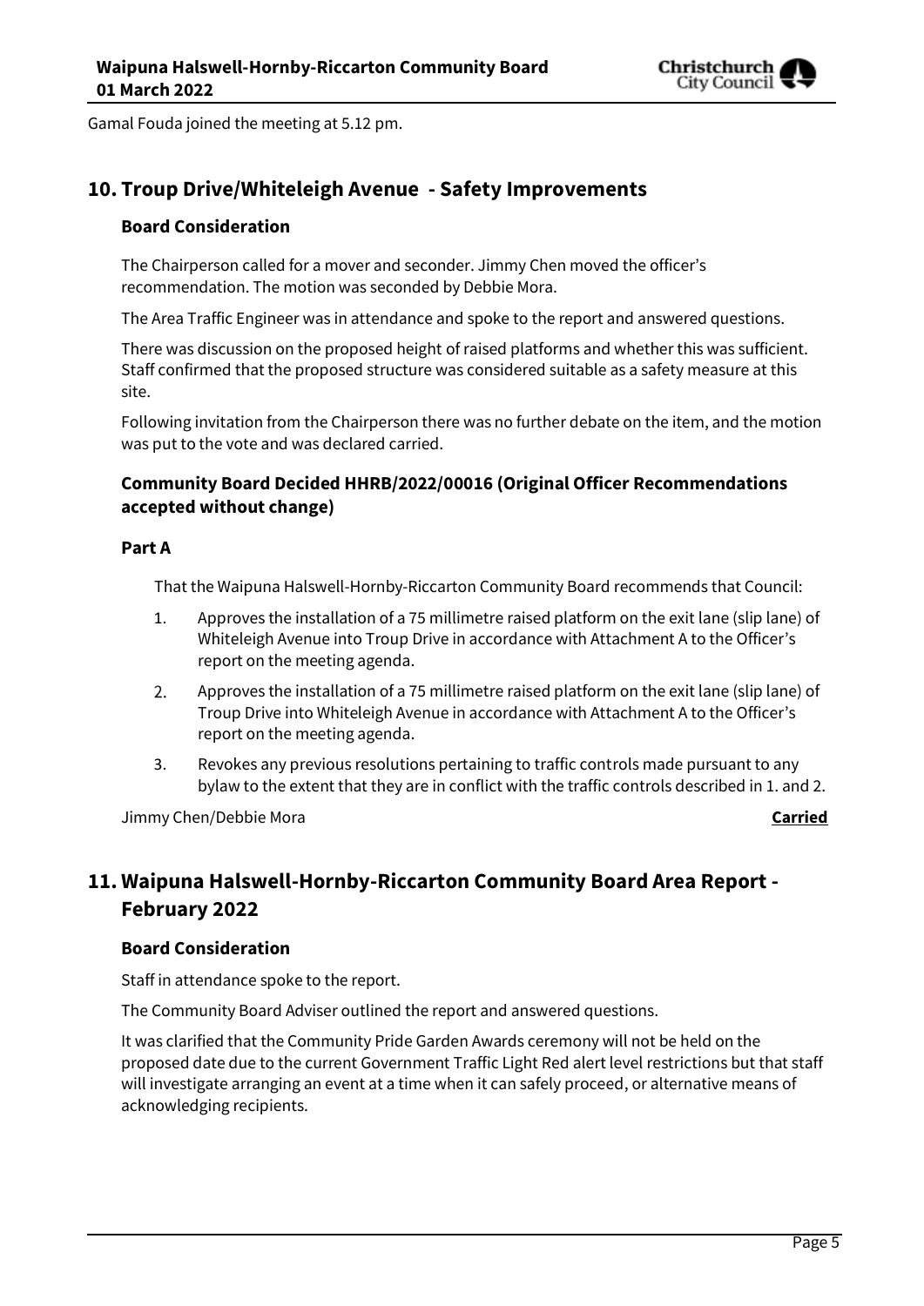Gamal Fouda joined the meeting at 5.12 pm.

# 10. Troup Drive/Whiteleigh Avenue - Safety Improvements

### Board Consideration

The Chairperson called for a mover and seconder. Jimmy Chen moved the officer's recommendation. The motion was seconded by Debbie Mora.

The Area Traffic Engineer was in attendance and spoke to the report and answered questions.

There was discussion on the proposed height of raised platforms and whether this was sufficient. Staff confirmed that the proposed structure was considered suitable as a safety measure at this site.

Following invitation from the Chairperson there was no further debate on the item, and the motion was put to the vote and was declared carried.

### Community Board Decided HHRB/2022/00016 (Original Officer Recommendations accepted without change)

#### Part A

That the Waipuna Halswell-Hornby-Riccarton Community Board recommends that Council:

1. Approves the installation of a 75 millimetre raised platform on the exit lane (slip lane) of Whiteleigh Avenue into Troup Drive in accordance with Attachment A to the Officer's report on the meeting agenda.
2. Approves the installation of a 75 millimetre raised platform on the exit lane (slip lane) of Troup Drive into Whiteleigh Avenue in accordance with Attachment A to the Officer's report on the meeting agenda.
3. Revokes any previous resolutions pertaining to traffic controls made pursuant to any bylaw to the extent that they are in conflict with the traffic controls described in 1. and 2.

Jimmy Chen/Debbie Mora **Carried**

# 11. Waipuna Halswell-Hornby-Riccarton Community Board Area Report - February 2022

### Board Consideration

Staff in attendance spoke to the report.

The Community Board Adviser outlined the report and answered questions.

It was clarified that the Community Pride Garden Awards ceremony will not be held on the proposed date due to the current Government Traffic Light Red alert level restrictions but that staff will investigate arranging an event at a time when it can safely proceed, or alternative means of acknowledging recipients.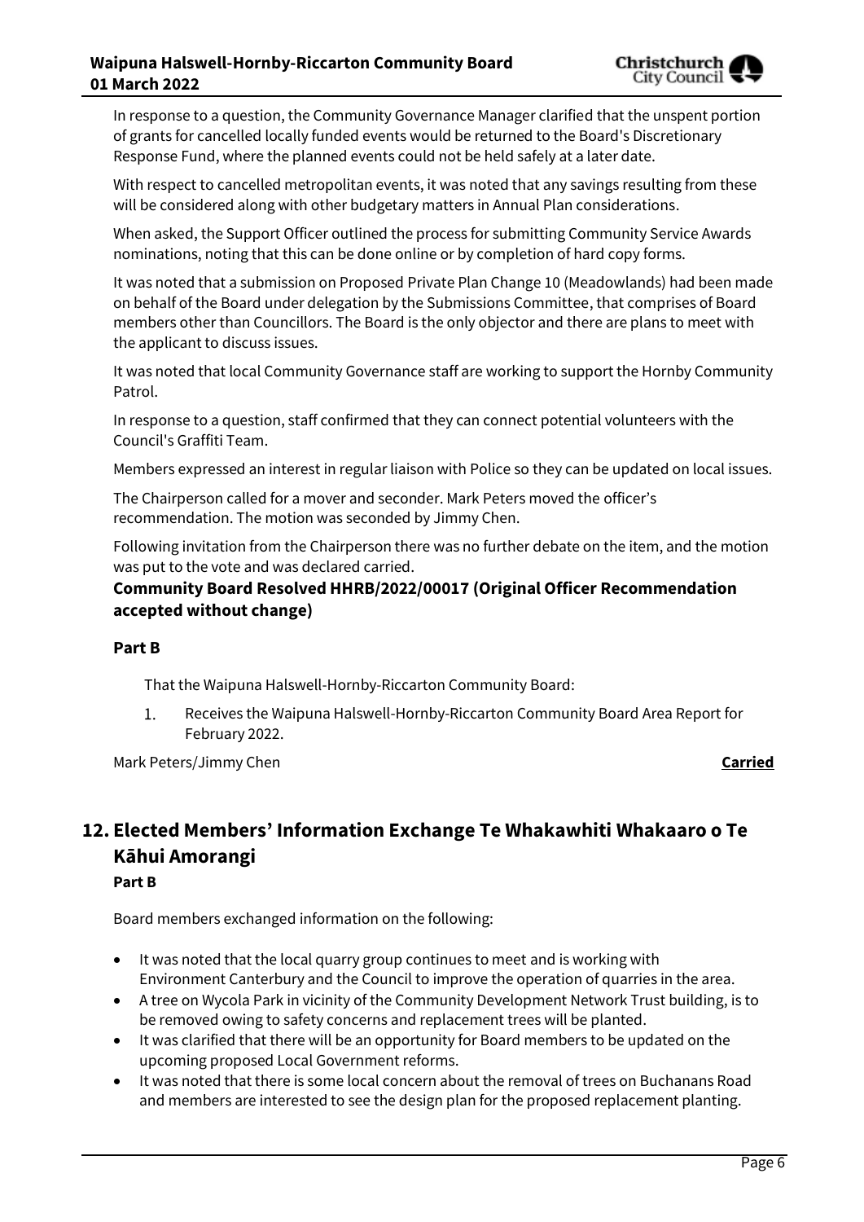In response to a question, the Community Governance Manager clarified that the unspent portion of grants for cancelled locally funded events would be returned to the Board's Discretionary Response Fund, where the planned events could not be held safely at a later date.

With respect to cancelled metropolitan events, it was noted that any savings resulting from these will be considered along with other budgetary matters in Annual Plan considerations.

When asked, the Support Officer outlined the process for submitting Community Service Awards nominations, noting that this can be done online or by completion of hard copy forms.

It was noted that a submission on Proposed Private Plan Change 10 (Meadowlands) had been made on behalf of the Board under delegation by the Submissions Committee, that comprises of Board members other than Councillors. The Board is the only objector and there are plans to meet with the applicant to discuss issues.

It was noted that local Community Governance staff are working to support the Hornby Community Patrol.

In response to a question, staff confirmed that they can connect potential volunteers with the Council's Graffiti Team.

Members expressed an interest in regular liaison with Police so they can be updated on local issues.

The Chairperson called for a mover and seconder. Mark Peters moved the officer's recommendation. The motion was seconded by Jimmy Chen.

Following invitation from the Chairperson there was no further debate on the item, and the motion was put to the vote and was declared carried.

**Community Board Resolved HHRB/2022/00017 (Original Officer Recommendation accepted without change)**

**Part B**

That the Waipuna Halswell-Hornby-Riccarton Community Board:

1. Receives the Waipuna Halswell-Hornby-Riccarton Community Board Area Report for February 2022.

Mark Peters/Jimmy Chen **Carried**

## 12. Elected Members' Information Exchange Te Whakawhiti Whakaaro o Te Kāhui Amorangi

**Part B**

Board members exchanged information on the following:

- It was noted that the local quarry group continues to meet and is working with Environment Canterbury and the Council to improve the operation of quarries in the area.
- A tree on Wycola Park in vicinity of the Community Development Network Trust building, is to be removed owing to safety concerns and replacement trees will be planted.
- It was clarified that there will be an opportunity for Board members to be updated on the upcoming proposed Local Government reforms.
- It was noted that there is some local concern about the removal of trees on Buchanans Road and members are interested to see the design plan for the proposed replacement planting.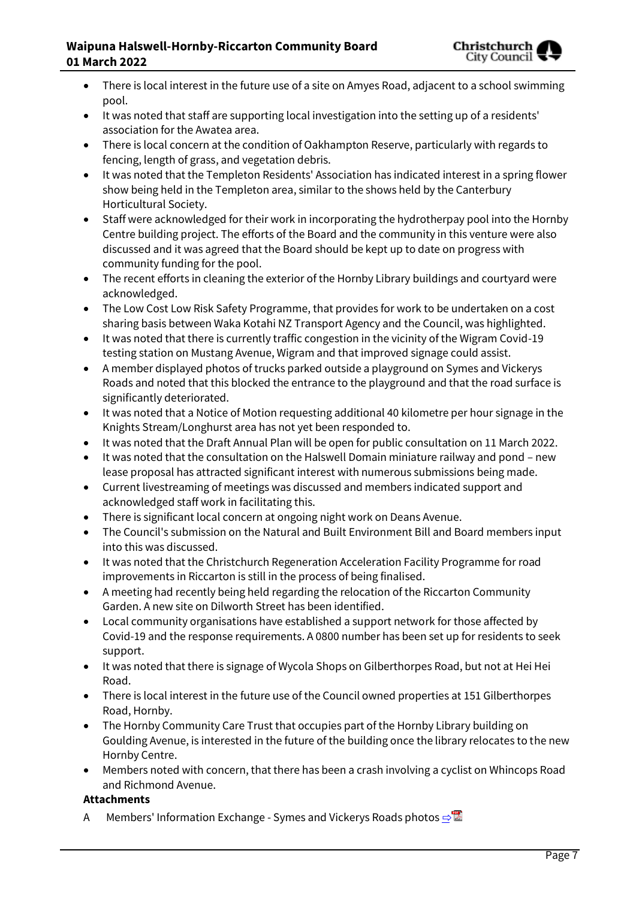- There is local interest in the future use of a site on Amyes Road, adjacent to a school swimming pool.
- It was noted that staff are supporting local investigation into the setting up of a residents' association for the Awatea area.
- There is local concern at the condition of Oakhampton Reserve, particularly with regards to fencing, length of grass, and vegetation debris.
- It was noted that the Templeton Residents' Association has indicated interest in a spring flower show being held in the Templeton area, similar to the shows held by the Canterbury Horticultural Society.
- Staff were acknowledged for their work in incorporating the hydrotherpay pool into the Hornby Centre building project. The efforts of the Board and the community in this venture were also discussed and it was agreed that the Board should be kept up to date on progress with community funding for the pool.
- The recent efforts in cleaning the exterior of the Hornby Library buildings and courtyard were acknowledged.
- The Low Cost Low Risk Safety Programme, that provides for work to be undertaken on a cost sharing basis between Waka Kotahi NZ Transport Agency and the Council, was highlighted.
- It was noted that there is currently traffic congestion in the vicinity of the Wigram Covid-19 testing station on Mustang Avenue, Wigram and that improved signage could assist.
- A member displayed photos of trucks parked outside a playground on Symes and Vickerys Roads and noted that this blocked the entrance to the playground and that the road surface is significantly deteriorated.
- It was noted that a Notice of Motion requesting additional 40 kilometre per hour signage in the Knights Stream/Longhurst area has not yet been responded to.
- It was noted that the Draft Annual Plan will be open for public consultation on 11 March 2022.
- It was noted that the consultation on the Halswell Domain miniature railway and pond – new lease proposal has attracted significant interest with numerous submissions being made.
- Current livestreaming of meetings was discussed and members indicated support and acknowledged staff work in facilitating this.
- There is significant local concern at ongoing night work on Deans Avenue.
- The Council's submission on the Natural and Built Environment Bill and Board members input into this was discussed.
- It was noted that the Christchurch Regeneration Acceleration Facility Programme for road improvements in Riccarton is still in the process of being finalised.
- A meeting had recently being held regarding the relocation of the Riccarton Community Garden. A new site on Dilworth Street has been identified.
- Local community organisations have established a support network for those affected by Covid-19 and the response requirements. A 0800 number has been set up for residents to seek support.
- It was noted that there is signage of Wycola Shops on Gilberthorpes Road, but not at Hei Hei Road.
- There is local interest in the future use of the Council owned properties at 151 Gilberthorpes Road, Hornby.
- The Hornby Community Care Trust that occupies part of the Hornby Library building on Goulding Avenue, is interested in the future of the building once the library relocates to the new Hornby Centre.
- Members noted with concern, that there has been a crash involving a cyclist on Whincops Road and Richmond Avenue.

**Attachments**

A Members' Information Exchange - Symes and Vickerys Roads photos ⇨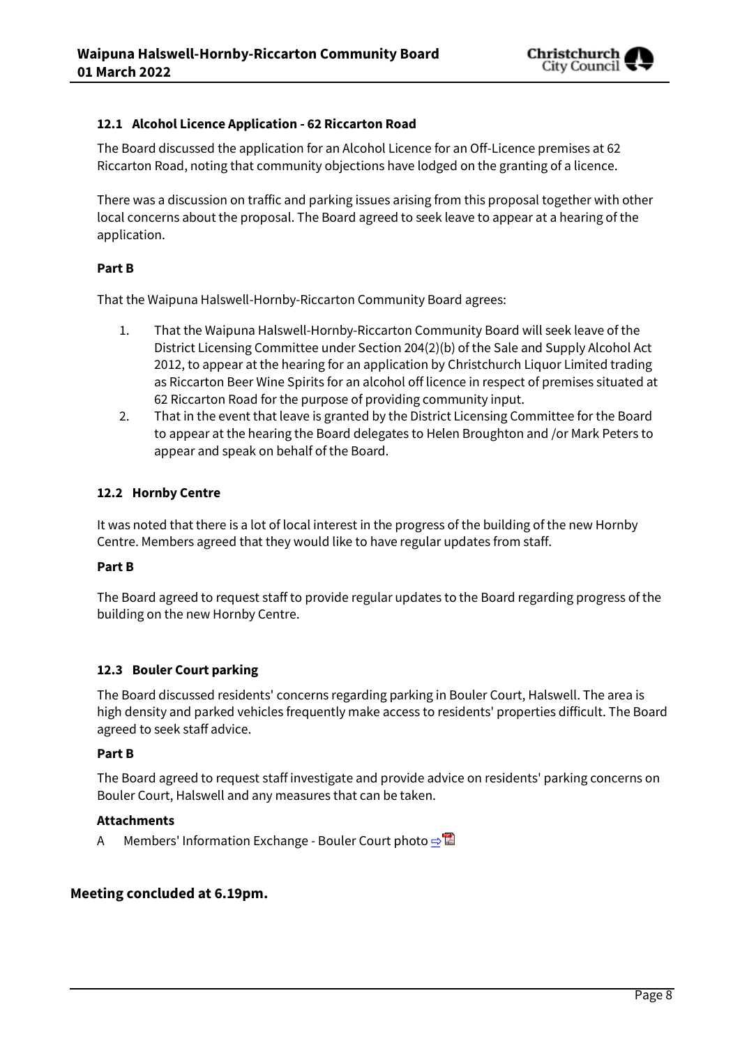### 12.1 Alcohol Licence Application - 62 Riccarton Road

The Board discussed the application for an Alcohol Licence for an Off-Licence premises at 62 Riccarton Road, noting that community objections have lodged on the granting of a licence.

There was a discussion on traffic and parking issues arising from this proposal together with other local concerns about the proposal. The Board agreed to seek leave to appear at a hearing of the application.

**Part B**

That the Waipuna Halswell-Hornby-Riccarton Community Board agrees:

1. That the Waipuna Halswell-Hornby-Riccarton Community Board will seek leave of the District Licensing Committee under Section 204(2)(b) of the Sale and Supply Alcohol Act 2012, to appear at the hearing for an application by Christchurch Liquor Limited trading as Riccarton Beer Wine Spirits for an alcohol off licence in respect of premises situated at 62 Riccarton Road for the purpose of providing community input.
2. That in the event that leave is granted by the District Licensing Committee for the Board to appear at the hearing the Board delegates to Helen Broughton and /or Mark Peters to appear and speak on behalf of the Board.

### 12.2 Hornby Centre

It was noted that there is a lot of local interest in the progress of the building of the new Hornby Centre. Members agreed that they would like to have regular updates from staff.

**Part B**

The Board agreed to request staff to provide regular updates to the Board regarding progress of the building on the new Hornby Centre.

### 12.3 Bouler Court parking

The Board discussed residents' concerns regarding parking in Bouler Court, Halswell. The area is high density and parked vehicles frequently make access to residents' properties difficult. The Board agreed to seek staff advice.

**Part B**

The Board agreed to request staff investigate and provide advice on residents' parking concerns on Bouler Court, Halswell and any measures that can be taken.

**Attachments**

A Members' Information Exchange - Bouler Court photo

**Meeting concluded at 6.19pm.**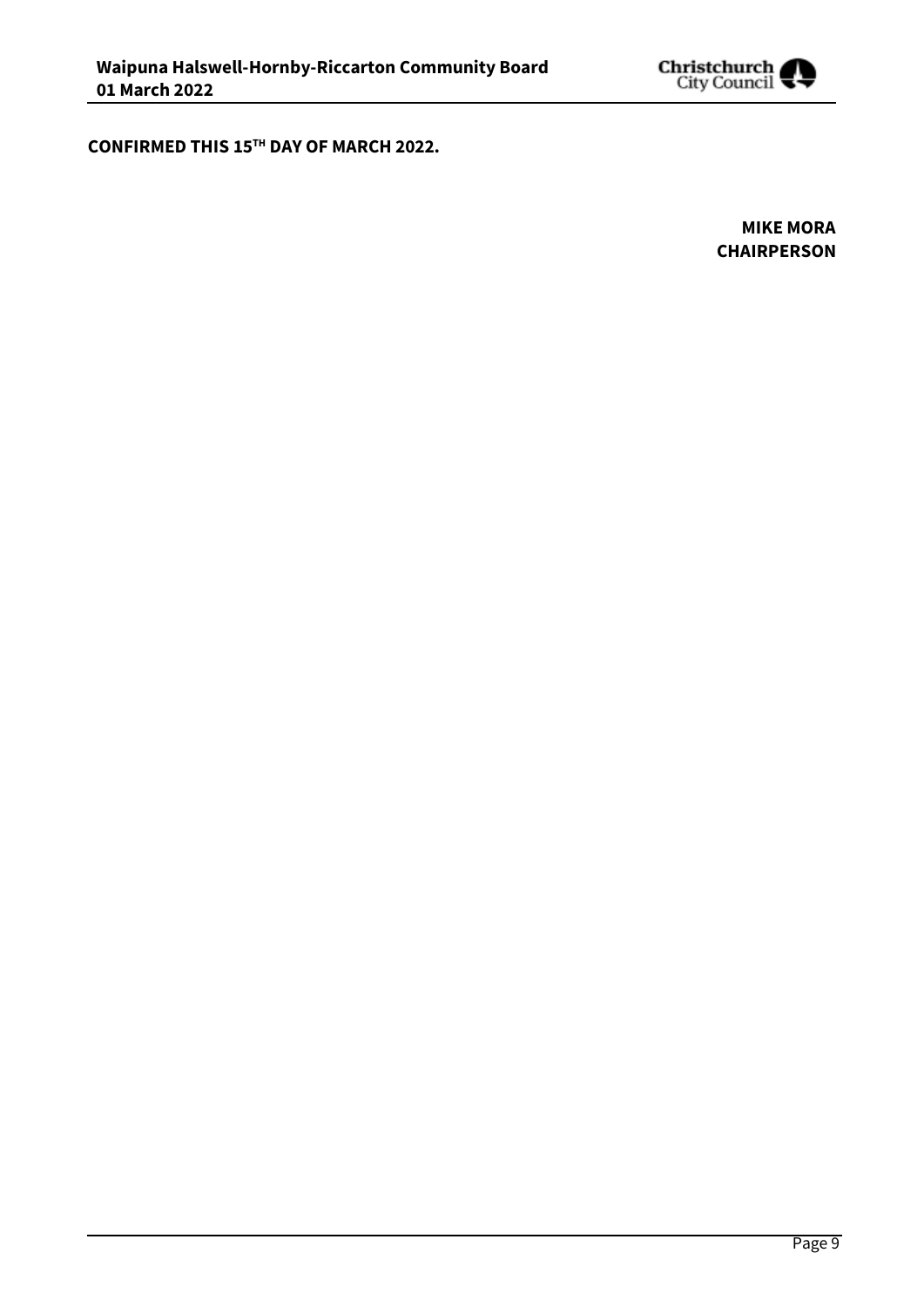**CONFIRMED THIS 15TH DAY OF MARCH 2022.**

**MIKE MORA**
**CHAIRPERSON**